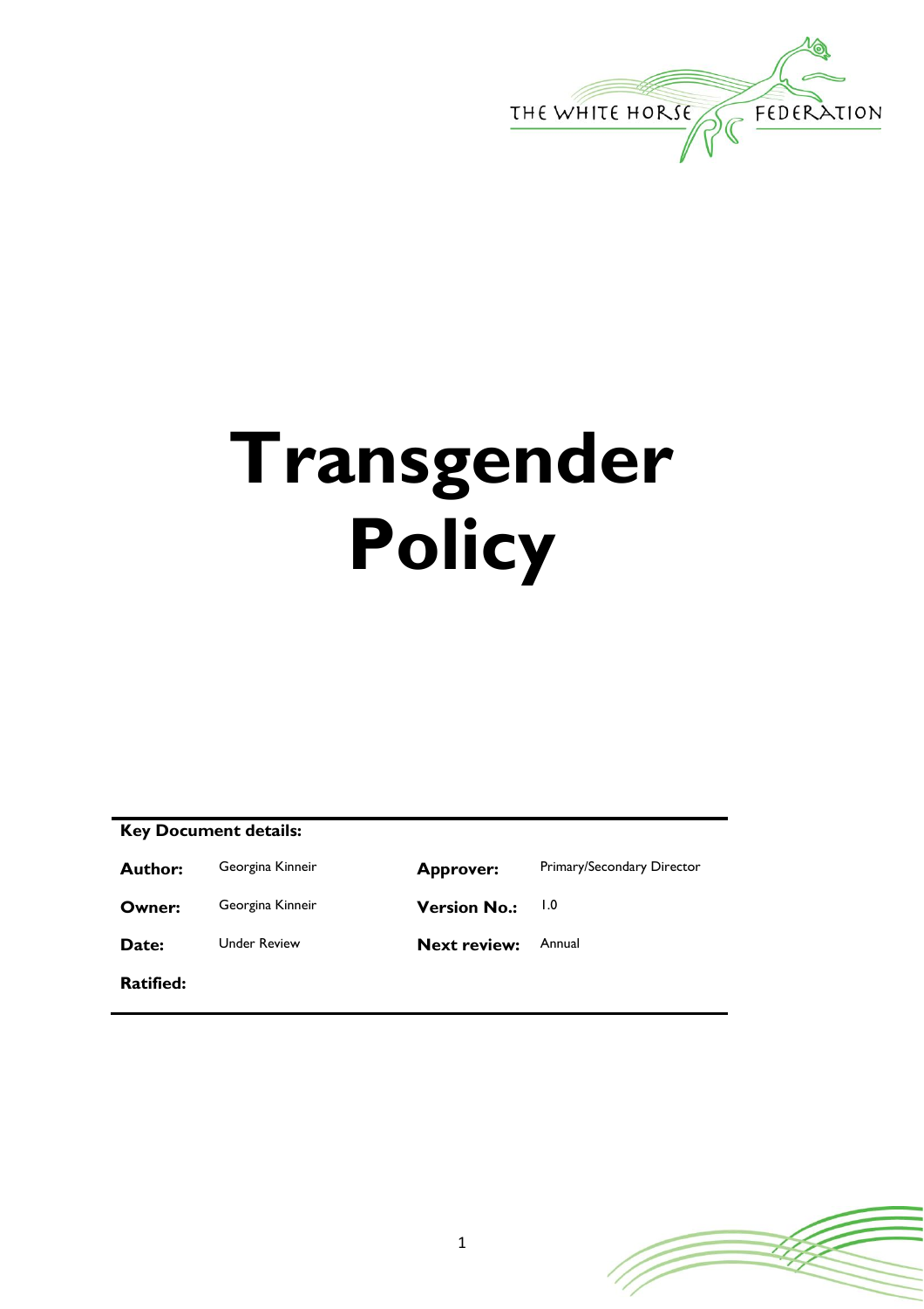THE WHITE HORSE FEDERATION

# Transgender Policy

| Key Document details: | | | |
|---|---|---|---|
| **Author:** | Georgina Kinneir | **Approver:** | Primary/Secondary Director |
| **Owner:** | Georgina Kinneir | **Version No.:** | 1.0 |
| **Date:** | Under Review | **Next review:** | Annual |
| **Ratified:** | | | |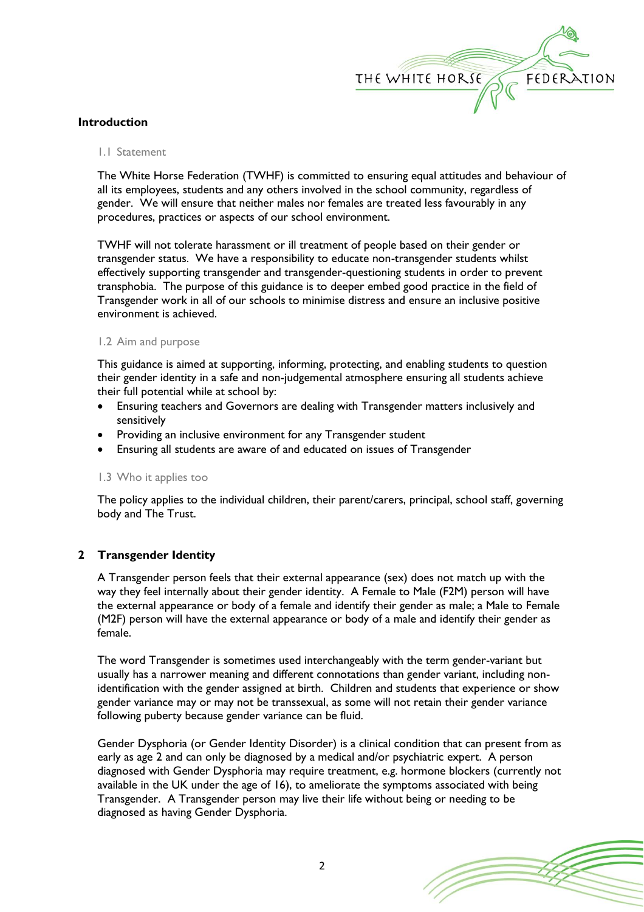## Introduction

### 1.1 Statement

The White Horse Federation (TWHF) is committed to ensuring equal attitudes and behaviour of all its employees, students and any others involved in the school community, regardless of gender. We will ensure that neither males nor females are treated less favourably in any procedures, practices or aspects of our school environment.

TWHF will not tolerate harassment or ill treatment of people based on their gender or transgender status. We have a responsibility to educate non-transgender students whilst effectively supporting transgender and transgender-questioning students in order to prevent transphobia. The purpose of this guidance is to deeper embed good practice in the field of Transgender work in all of our schools to minimise distress and ensure an inclusive positive environment is achieved.

### 1.2 Aim and purpose

This guidance is aimed at supporting, informing, protecting, and enabling students to question their gender identity in a safe and non-judgemental atmosphere ensuring all students achieve their full potential while at school by:

- Ensuring teachers and Governors are dealing with Transgender matters inclusively and sensitively
- Providing an inclusive environment for any Transgender student
- Ensuring all students are aware of and educated on issues of Transgender

### 1.3 Who it applies too

The policy applies to the individual children, their parent/carers, principal, school staff, governing body and The Trust.

## 2 Transgender Identity

A Transgender person feels that their external appearance (sex) does not match up with the way they feel internally about their gender identity. A Female to Male (F2M) person will have the external appearance or body of a female and identify their gender as male; a Male to Female (M2F) person will have the external appearance or body of a male and identify their gender as female.

The word Transgender is sometimes used interchangeably with the term gender-variant but usually has a narrower meaning and different connotations than gender variant, including non-identification with the gender assigned at birth. Children and students that experience or show gender variance may or may not be transsexual, as some will not retain their gender variance following puberty because gender variance can be fluid.

Gender Dysphoria (or Gender Identity Disorder) is a clinical condition that can present from as early as age 2 and can only be diagnosed by a medical and/or psychiatric expert. A person diagnosed with Gender Dysphoria may require treatment, e.g. hormone blockers (currently not available in the UK under the age of 16), to ameliorate the symptoms associated with being Transgender. A Transgender person may live their life without being or needing to be diagnosed as having Gender Dysphoria.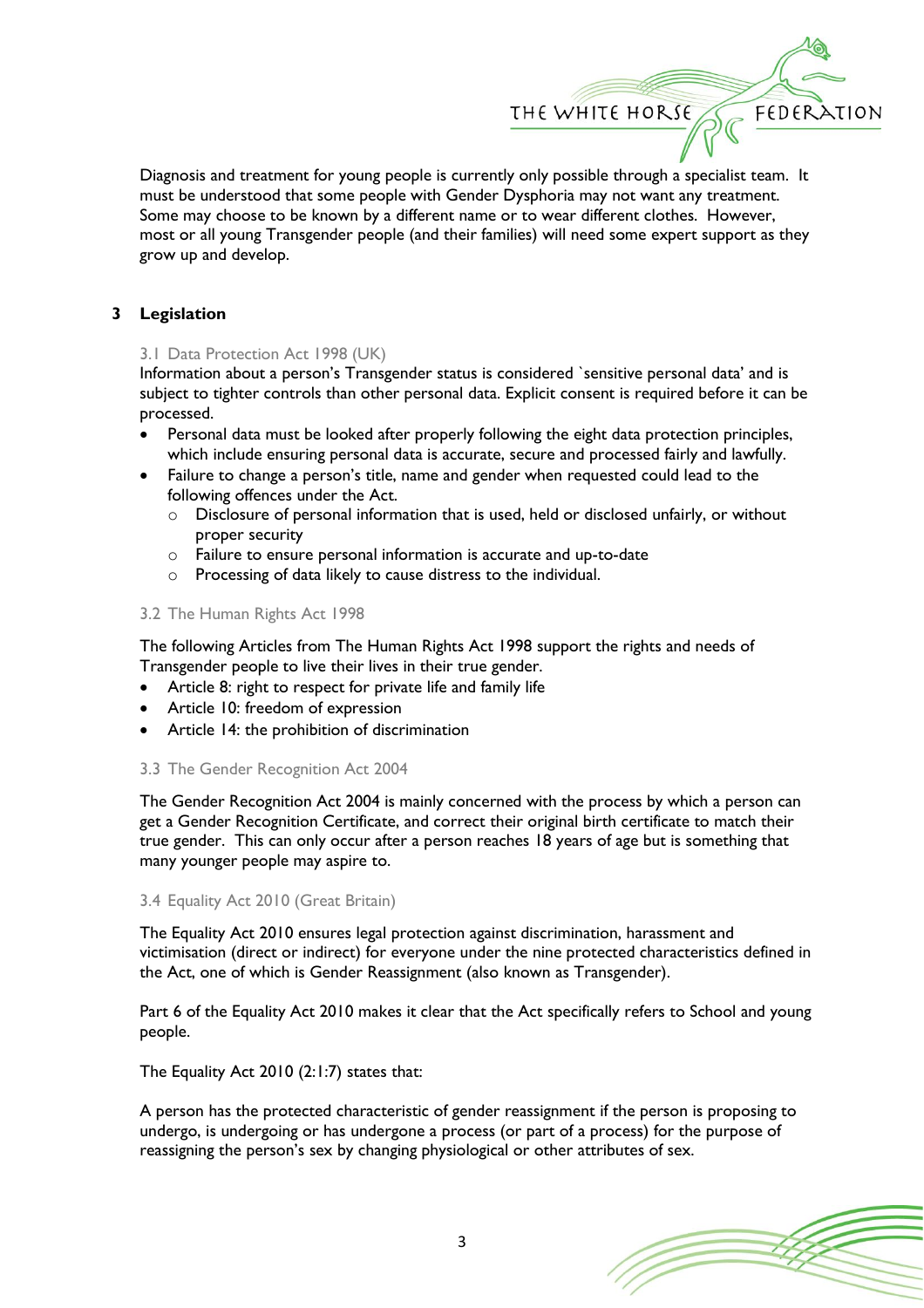Diagnosis and treatment for young people is currently only possible through a specialist team. It must be understood that some people with Gender Dysphoria may not want any treatment. Some may choose to be known by a different name or to wear different clothes. However, most or all young Transgender people (and their families) will need some expert support as they grow up and develop.

## 3 Legislation

### 3.1 Data Protection Act 1998 (UK)

Information about a person's Transgender status is considered `sensitive personal data' and is subject to tighter controls than other personal data. Explicit consent is required before it can be processed.

- Personal data must be looked after properly following the eight data protection principles, which include ensuring personal data is accurate, secure and processed fairly and lawfully.
- Failure to change a person's title, name and gender when requested could lead to the following offences under the Act.
  - Disclosure of personal information that is used, held or disclosed unfairly, or without proper security
  - Failure to ensure personal information is accurate and up-to-date
  - Processing of data likely to cause distress to the individual.

### 3.2 The Human Rights Act 1998

The following Articles from The Human Rights Act 1998 support the rights and needs of Transgender people to live their lives in their true gender.

- Article 8: right to respect for private life and family life
- Article 10: freedom of expression
- Article 14: the prohibition of discrimination

### 3.3 The Gender Recognition Act 2004

The Gender Recognition Act 2004 is mainly concerned with the process by which a person can get a Gender Recognition Certificate, and correct their original birth certificate to match their true gender. This can only occur after a person reaches 18 years of age but is something that many younger people may aspire to.

### 3.4 Equality Act 2010 (Great Britain)

The Equality Act 2010 ensures legal protection against discrimination, harassment and victimisation (direct or indirect) for everyone under the nine protected characteristics defined in the Act, one of which is Gender Reassignment (also known as Transgender).

Part 6 of the Equality Act 2010 makes it clear that the Act specifically refers to School and young people.

The Equality Act 2010 (2:1:7) states that:

A person has the protected characteristic of gender reassignment if the person is proposing to undergo, is undergoing or has undergone a process (or part of a process) for the purpose of reassigning the person's sex by changing physiological or other attributes of sex.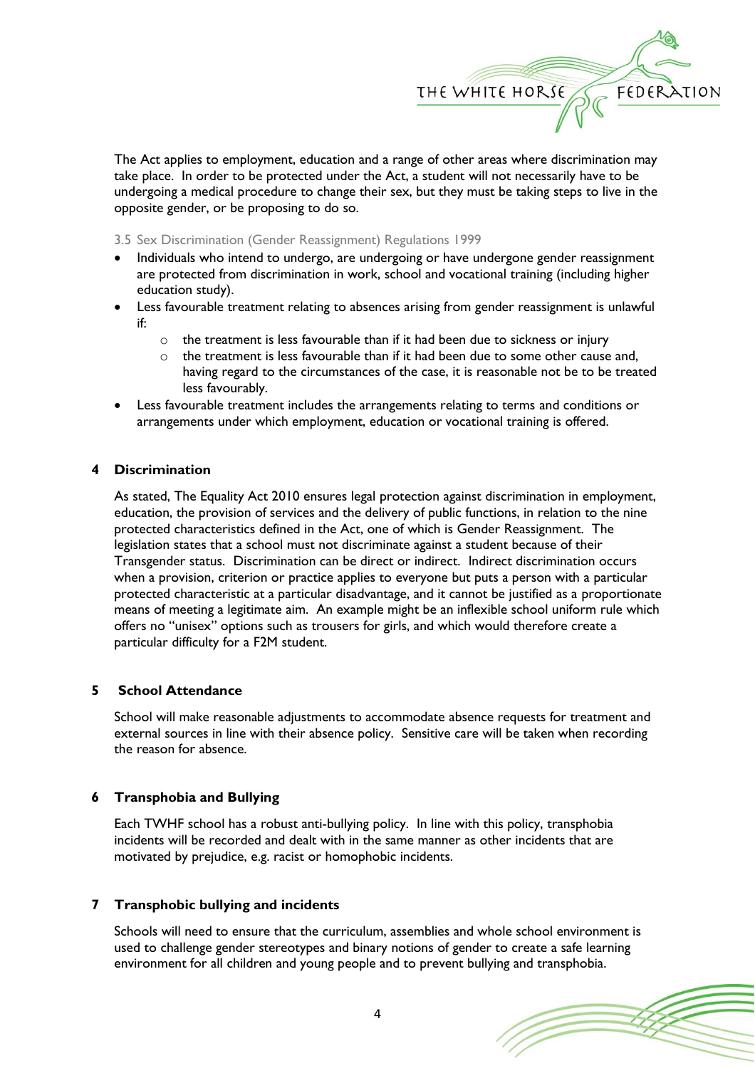The Act applies to employment, education and a range of other areas where discrimination may take place. In order to be protected under the Act, a student will not necessarily have to be undergoing a medical procedure to change their sex, but they must be taking steps to live in the opposite gender, or be proposing to do so.

### 3.5 Sex Discrimination (Gender Reassignment) Regulations 1999

- Individuals who intend to undergo, are undergoing or have undergone gender reassignment are protected from discrimination in work, school and vocational training (including higher education study).
- Less favourable treatment relating to absences arising from gender reassignment is unlawful if:
    - the treatment is less favourable than if it had been due to sickness or injury
    - the treatment is less favourable than if it had been due to some other cause and, having regard to the circumstances of the case, it is reasonable not be to be treated less favourably.
- Less favourable treatment includes the arrangements relating to terms and conditions or arrangements under which employment, education or vocational training is offered.

## 4 Discrimination

As stated, The Equality Act 2010 ensures legal protection against discrimination in employment, education, the provision of services and the delivery of public functions, in relation to the nine protected characteristics defined in the Act, one of which is Gender Reassignment. The legislation states that a school must not discriminate against a student because of their Transgender status. Discrimination can be direct or indirect. Indirect discrimination occurs when a provision, criterion or practice applies to everyone but puts a person with a particular protected characteristic at a particular disadvantage, and it cannot be justified as a proportionate means of meeting a legitimate aim. An example might be an inflexible school uniform rule which offers no "unisex" options such as trousers for girls, and which would therefore create a particular difficulty for a F2M student.

## 5 School Attendance

School will make reasonable adjustments to accommodate absence requests for treatment and external sources in line with their absence policy. Sensitive care will be taken when recording the reason for absence.

## 6 Transphobia and Bullying

Each TWHF school has a robust anti-bullying policy. In line with this policy, transphobia incidents will be recorded and dealt with in the same manner as other incidents that are motivated by prejudice, e.g. racist or homophobic incidents.

## 7 Transphobic bullying and incidents

Schools will need to ensure that the curriculum, assemblies and whole school environment is used to challenge gender stereotypes and binary notions of gender to create a safe learning environment for all children and young people and to prevent bullying and transphobia.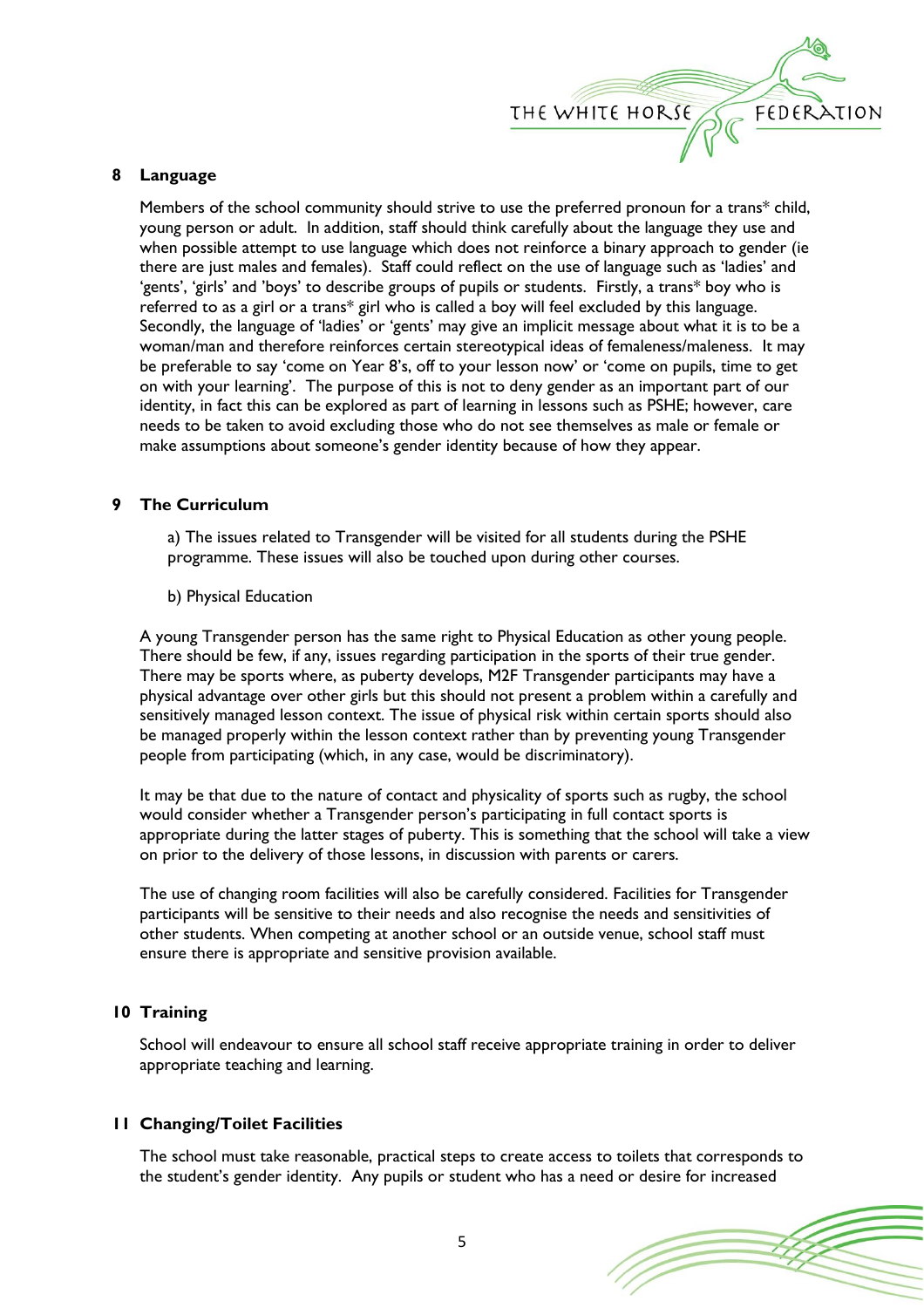## 8 Language

Members of the school community should strive to use the preferred pronoun for a trans* child, young person or adult. In addition, staff should think carefully about the language they use and when possible attempt to use language which does not reinforce a binary approach to gender (ie there are just males and females). Staff could reflect on the use of language such as 'ladies' and 'gents', 'girls' and 'boys' to describe groups of pupils or students. Firstly, a trans* boy who is referred to as a girl or a trans* girl who is called a boy will feel excluded by this language. Secondly, the language of 'ladies' or 'gents' may give an implicit message about what it is to be a woman/man and therefore reinforces certain stereotypical ideas of femaleness/maleness. It may be preferable to say 'come on Year 8's, off to your lesson now' or 'come on pupils, time to get on with your learning'. The purpose of this is not to deny gender as an important part of our identity, in fact this can be explored as part of learning in lessons such as PSHE; however, care needs to be taken to avoid excluding those who do not see themselves as male or female or make assumptions about someone's gender identity because of how they appear.

## 9 The Curriculum

a) The issues related to Transgender will be visited for all students during the PSHE programme. These issues will also be touched upon during other courses.

b) Physical Education

A young Transgender person has the same right to Physical Education as other young people. There should be few, if any, issues regarding participation in the sports of their true gender. There may be sports where, as puberty develops, M2F Transgender participants may have a physical advantage over other girls but this should not present a problem within a carefully and sensitively managed lesson context. The issue of physical risk within certain sports should also be managed properly within the lesson context rather than by preventing young Transgender people from participating (which, in any case, would be discriminatory).

It may be that due to the nature of contact and physicality of sports such as rugby, the school would consider whether a Transgender person's participating in full contact sports is appropriate during the latter stages of puberty. This is something that the school will take a view on prior to the delivery of those lessons, in discussion with parents or carers.

The use of changing room facilities will also be carefully considered. Facilities for Transgender participants will be sensitive to their needs and also recognise the needs and sensitivities of other students. When competing at another school or an outside venue, school staff must ensure there is appropriate and sensitive provision available.

## 10 Training

School will endeavour to ensure all school staff receive appropriate training in order to deliver appropriate teaching and learning.

## 11 Changing/Toilet Facilities

The school must take reasonable, practical steps to create access to toilets that corresponds to the student's gender identity. Any pupils or student who has a need or desire for increased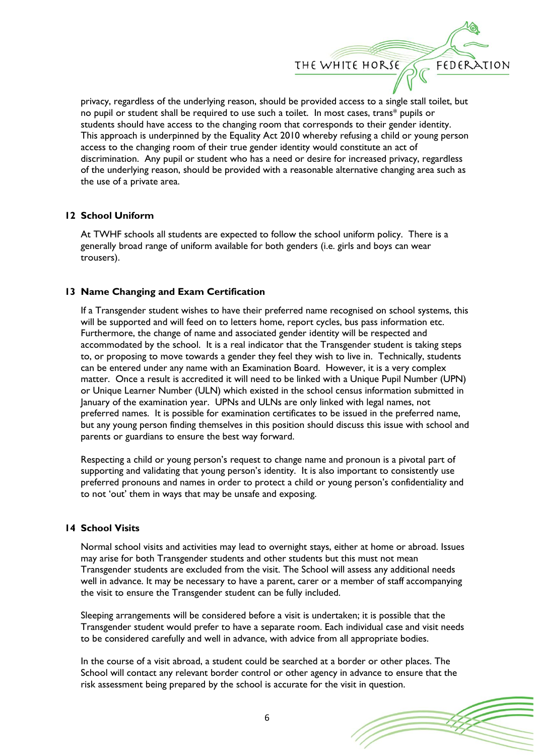privacy, regardless of the underlying reason, should be provided access to a single stall toilet, but no pupil or student shall be required to use such a toilet. In most cases, trans* pupils or students should have access to the changing room that corresponds to their gender identity. This approach is underpinned by the Equality Act 2010 whereby refusing a child or young person access to the changing room of their true gender identity would constitute an act of discrimination. Any pupil or student who has a need or desire for increased privacy, regardless of the underlying reason, should be provided with a reasonable alternative changing area such as the use of a private area.

## 12 School Uniform

At TWHF schools all students are expected to follow the school uniform policy. There is a generally broad range of uniform available for both genders (i.e. girls and boys can wear trousers).

## 13 Name Changing and Exam Certification

If a Transgender student wishes to have their preferred name recognised on school systems, this will be supported and will feed on to letters home, report cycles, bus pass information etc. Furthermore, the change of name and associated gender identity will be respected and accommodated by the school. It is a real indicator that the Transgender student is taking steps to, or proposing to move towards a gender they feel they wish to live in. Technically, students can be entered under any name with an Examination Board. However, it is a very complex matter. Once a result is accredited it will need to be linked with a Unique Pupil Number (UPN) or Unique Learner Number (ULN) which existed in the school census information submitted in January of the examination year. UPNs and ULNs are only linked with legal names, not preferred names. It is possible for examination certificates to be issued in the preferred name, but any young person finding themselves in this position should discuss this issue with school and parents or guardians to ensure the best way forward.

Respecting a child or young person's request to change name and pronoun is a pivotal part of supporting and validating that young person's identity. It is also important to consistently use preferred pronouns and names in order to protect a child or young person's confidentiality and to not 'out' them in ways that may be unsafe and exposing.

## 14 School Visits

Normal school visits and activities may lead to overnight stays, either at home or abroad. Issues may arise for both Transgender students and other students but this must not mean Transgender students are excluded from the visit. The School will assess any additional needs well in advance. It may be necessary to have a parent, carer or a member of staff accompanying the visit to ensure the Transgender student can be fully included.

Sleeping arrangements will be considered before a visit is undertaken; it is possible that the Transgender student would prefer to have a separate room. Each individual case and visit needs to be considered carefully and well in advance, with advice from all appropriate bodies.

In the course of a visit abroad, a student could be searched at a border or other places. The School will contact any relevant border control or other agency in advance to ensure that the risk assessment being prepared by the school is accurate for the visit in question.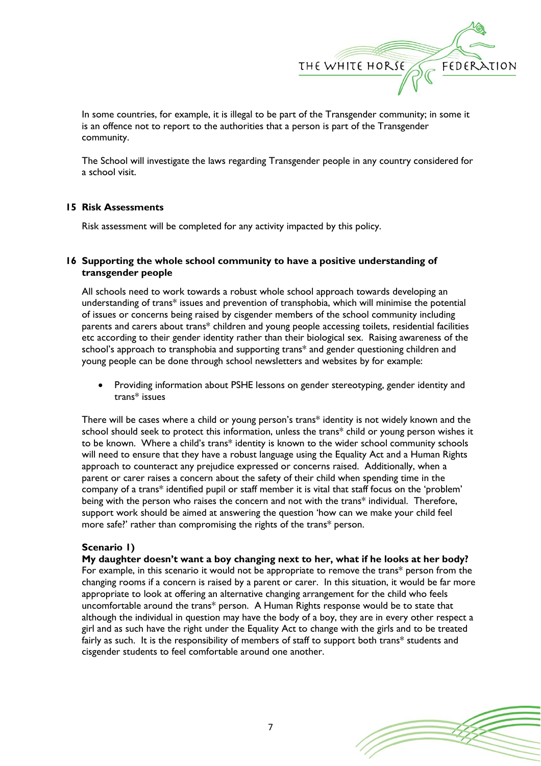In some countries, for example, it is illegal to be part of the Transgender community; in some it is an offence not to report to the authorities that a person is part of the Transgender community.

The School will investigate the laws regarding Transgender people in any country considered for a school visit.

## 15 Risk Assessments

Risk assessment will be completed for any activity impacted by this policy.

## 16 Supporting the whole school community to have a positive understanding of transgender people

All schools need to work towards a robust whole school approach towards developing an understanding of trans* issues and prevention of transphobia, which will minimise the potential of issues or concerns being raised by cisgender members of the school community including parents and carers about trans* children and young people accessing toilets, residential facilities etc according to their gender identity rather than their biological sex. Raising awareness of the school's approach to transphobia and supporting trans* and gender questioning children and young people can be done through school newsletters and websites by for example:

- Providing information about PSHE lessons on gender stereotyping, gender identity and trans* issues

There will be cases where a child or young person's trans* identity is not widely known and the school should seek to protect this information, unless the trans* child or young person wishes it to be known. Where a child's trans* identity is known to the wider school community schools will need to ensure that they have a robust language using the Equality Act and a Human Rights approach to counteract any prejudice expressed or concerns raised. Additionally, when a parent or carer raises a concern about the safety of their child when spending time in the company of a trans* identified pupil or staff member it is vital that staff focus on the 'problem' being with the person who raises the concern and not with the trans* individual. Therefore, support work should be aimed at answering the question 'how can we make your child feel more safe?' rather than compromising the rights of the trans* person.

**Scenario 1)**

**My daughter doesn't want a boy changing next to her, what if he looks at her body?**
For example, in this scenario it would not be appropriate to remove the trans* person from the changing rooms if a concern is raised by a parent or carer. In this situation, it would be far more appropriate to look at offering an alternative changing arrangement for the child who feels uncomfortable around the trans* person. A Human Rights response would be to state that although the individual in question may have the body of a boy, they are in every other respect a girl and as such have the right under the Equality Act to change with the girls and to be treated fairly as such. It is the responsibility of members of staff to support both trans* students and cisgender students to feel comfortable around one another.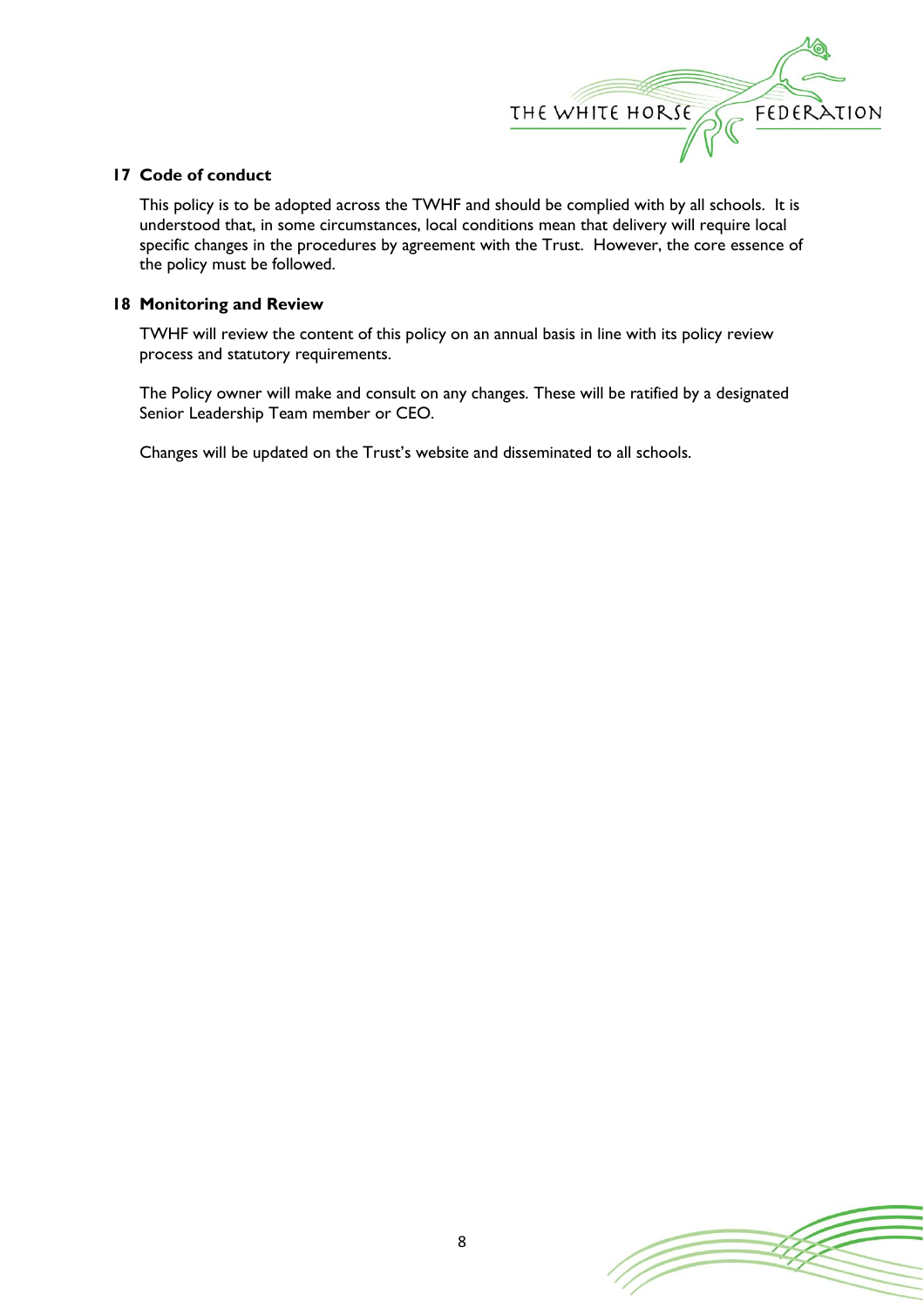## 17 Code of conduct

This policy is to be adopted across the TWHF and should be complied with by all schools. It is understood that, in some circumstances, local conditions mean that delivery will require local specific changes in the procedures by agreement with the Trust. However, the core essence of the policy must be followed.

## 18 Monitoring and Review

TWHF will review the content of this policy on an annual basis in line with its policy review process and statutory requirements.

The Policy owner will make and consult on any changes. These will be ratified by a designated Senior Leadership Team member or CEO.

Changes will be updated on the Trust's website and disseminated to all schools.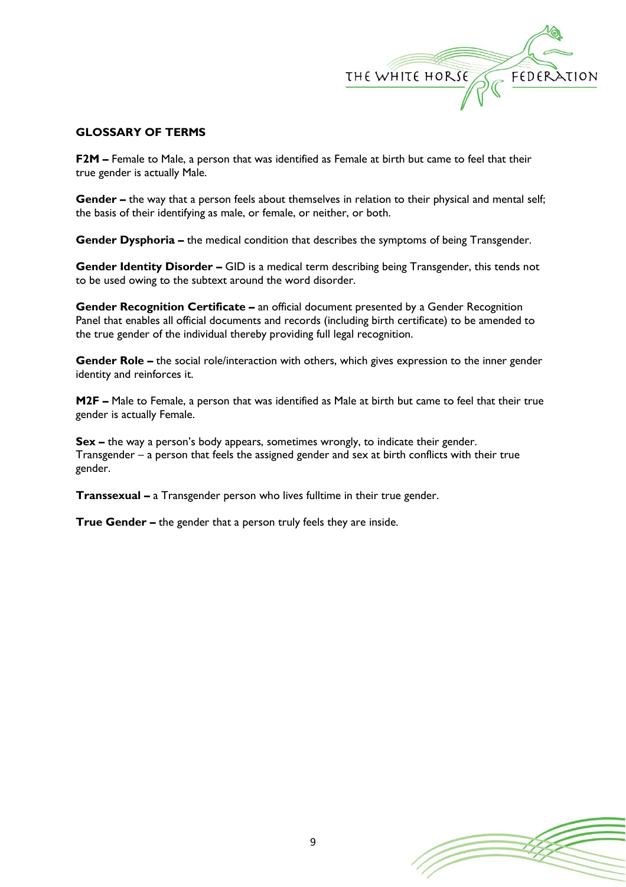## GLOSSARY OF TERMS

**F2M –** Female to Male, a person that was identified as Female at birth but came to feel that their true gender is actually Male.

**Gender –** the way that a person feels about themselves in relation to their physical and mental self; the basis of their identifying as male, or female, or neither, or both.

**Gender Dysphoria –** the medical condition that describes the symptoms of being Transgender.

**Gender Identity Disorder –** GID is a medical term describing being Transgender, this tends not to be used owing to the subtext around the word disorder.

**Gender Recognition Certificate –** an official document presented by a Gender Recognition Panel that enables all official documents and records (including birth certificate) to be amended to the true gender of the individual thereby providing full legal recognition.

**Gender Role –** the social role/interaction with others, which gives expression to the inner gender identity and reinforces it.

**M2F –** Male to Female, a person that was identified as Male at birth but came to feel that their true gender is actually Female.

**Sex –** the way a person's body appears, sometimes wrongly, to indicate their gender.
Transgender – a person that feels the assigned gender and sex at birth conflicts with their true gender.

**Transsexual –** a Transgender person who lives fulltime in their true gender.

**True Gender –** the gender that a person truly feels they are inside.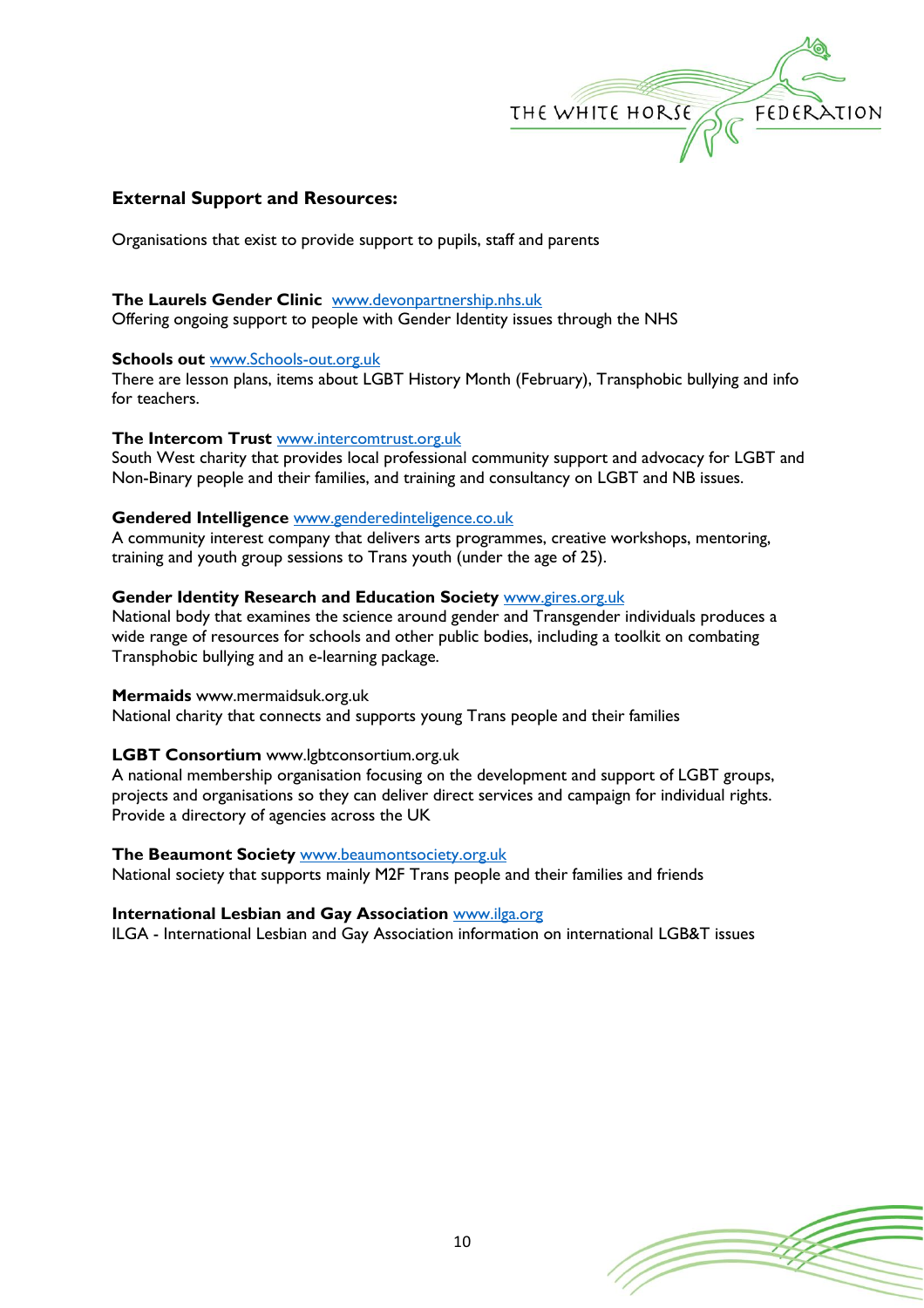## External Support and Resources:

Organisations that exist to provide support to pupils, staff and parents

**The Laurels Gender Clinic** www.devonpartnership.nhs.uk
Offering ongoing support to people with Gender Identity issues through the NHS

**Schools out** www.Schools-out.org.uk
There are lesson plans, items about LGBT History Month (February), Transphobic bullying and info for teachers.

**The Intercom Trust** www.intercomtrust.org.uk
South West charity that provides local professional community support and advocacy for LGBT and Non-Binary people and their families, and training and consultancy on LGBT and NB issues.

**Gendered Intelligence** www.genderedinteligence.co.uk
A community interest company that delivers arts programmes, creative workshops, mentoring, training and youth group sessions to Trans youth (under the age of 25).

**Gender Identity Research and Education Society** www.gires.org.uk
National body that examines the science around gender and Transgender individuals produces a wide range of resources for schools and other public bodies, including a toolkit on combating Transphobic bullying and an e-learning package.

**Mermaids** www.mermaidsuk.org.uk
National charity that connects and supports young Trans people and their families

**LGBT Consortium** www.lgbtconsortium.org.uk
A national membership organisation focusing on the development and support of LGBT groups, projects and organisations so they can deliver direct services and campaign for individual rights. Provide a directory of agencies across the UK

**The Beaumont Society** www.beaumontsociety.org.uk
National society that supports mainly M2F Trans people and their families and friends

**International Lesbian and Gay Association** www.ilga.org
ILGA - International Lesbian and Gay Association information on international LGB&T issues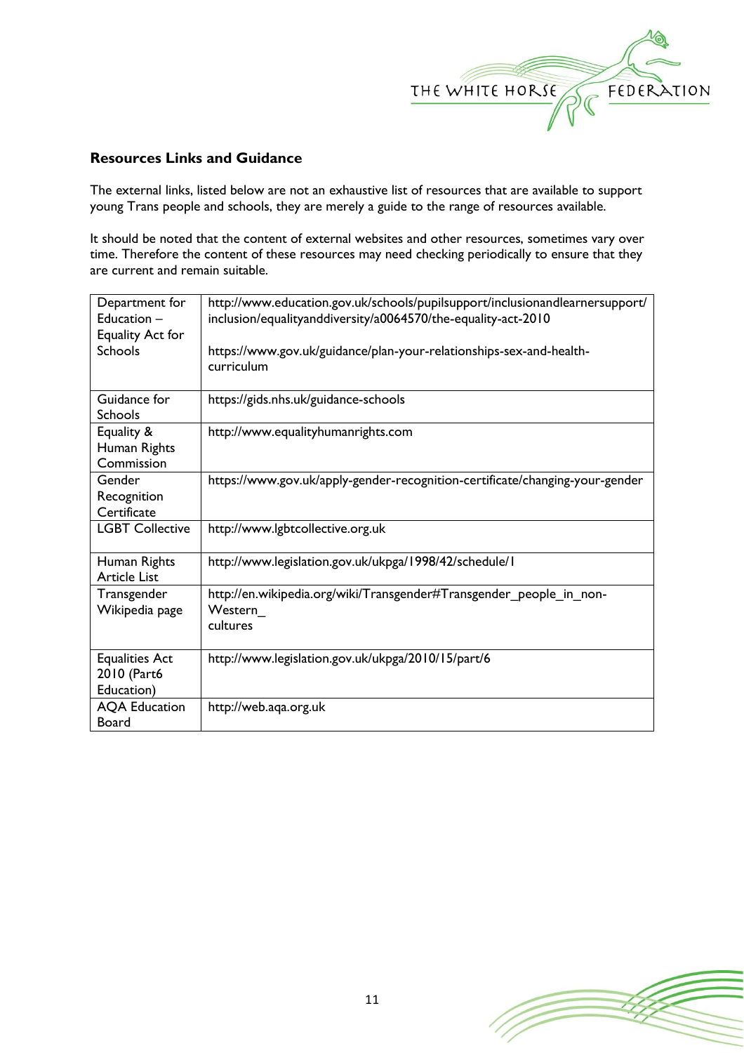## Resources Links and Guidance

The external links, listed below are not an exhaustive list of resources that are available to support young Trans people and schools, they are merely a guide to the range of resources available.

It should be noted that the content of external websites and other resources, sometimes vary over time. Therefore the content of these resources may need checking periodically to ensure that they are current and remain suitable.

| | |
|---|---|
| Department for Education – Equality Act for Schools | http://www.education.gov.uk/schools/pupilsupport/inclusionandlearnersupport/inclusion/equalityanddiversity/a0064570/the-equality-act-2010<br><br>https://www.gov.uk/guidance/plan-your-relationships-sex-and-health-curriculum |
| Guidance for Schools | https://gids.nhs.uk/guidance-schools |
| Equality & Human Rights Commission | http://www.equalityhumanrights.com |
| Gender Recognition Certificate | https://www.gov.uk/apply-gender-recognition-certificate/changing-your-gender |
| LGBT Collective | http://www.lgbtcollective.org.uk |
| Human Rights Article List | http://www.legislation.gov.uk/ukpga/1998/42/schedule/1 |
| Transgender Wikipedia page | http://en.wikipedia.org/wiki/Transgender#Transgender_people_in_non-Western_<br>cultures |
| Equalities Act 2010 (Part6 Education) | http://www.legislation.gov.uk/ukpga/2010/15/part/6 |
| AQA Education Board | http://web.aqa.org.uk |